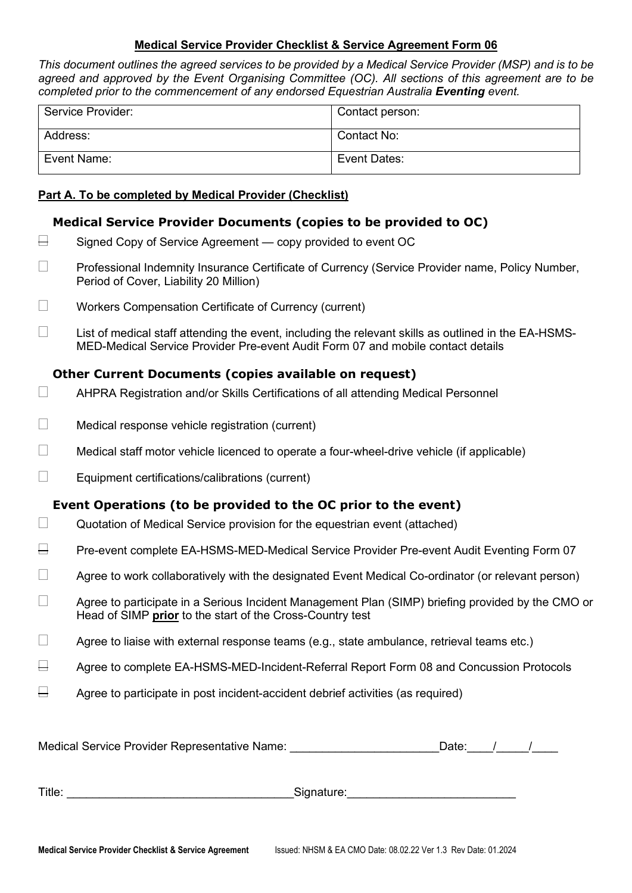**Medical Service Provider Checklist & Service Agreement Form 06**

*This document outlines the agreed services to be provided by a Medical Service Provider (MSP) and is to be agreed and approved by the Event Organising Committee (OC). All sections of this agreement are to be completed prior to the commencement of any endorsed Equestrian Australia **Eventing** event.*

| Service Provider: | Contact person: |
|---|---|
| Address: | Contact No: |
| Event Name: | Event Dates: |

**Part A. To be completed by Medical Provider (Checklist)**

### Medical Service Provider Documents (copies to be provided to OC)

- ☐ Signed Copy of Service Agreement — copy provided to event OC
- ☐ Professional Indemnity Insurance Certificate of Currency (Service Provider name, Policy Number, Period of Cover, Liability 20 Million)
- ☐ Workers Compensation Certificate of Currency (current)
- ☐ List of medical staff attending the event, including the relevant skills as outlined in the EA-HSMS-MED-Medical Service Provider Pre-event Audit Form 07 and mobile contact details

### Other Current Documents (copies available on request)

- ☐ AHPRA Registration and/or Skills Certifications of all attending Medical Personnel
- ☐ Medical response vehicle registration (current)
- ☐ Medical staff motor vehicle licenced to operate a four-wheel-drive vehicle (if applicable)
- ☐ Equipment certifications/calibrations (current)

### Event Operations (to be provided to the OC prior to the event)

- ☐ Quotation of Medical Service provision for the equestrian event (attached)
- ☐ Pre-event complete EA-HSMS-MED-Medical Service Provider Pre-event Audit Eventing Form 07
- ☐ Agree to work collaboratively with the designated Event Medical Co-ordinator (or relevant person)
- ☐ Agree to participate in a Serious Incident Management Plan (SIMP) briefing provided by the CMO or Head of SIMP **prior** to the start of the Cross-Country test
- ☐ Agree to liaise with external response teams (e.g., state ambulance, retrieval teams etc.)
- ☐ Agree to complete EA-HSMS-MED-Incident-Referral Report Form 08 and Concussion Protocols
- ☐ Agree to participate in post incident-accident debrief activities (as required)

Medical Service Provider Representative Name: ______________________ Date:____/_____/____

Title: __________________________________ Signature:_________________________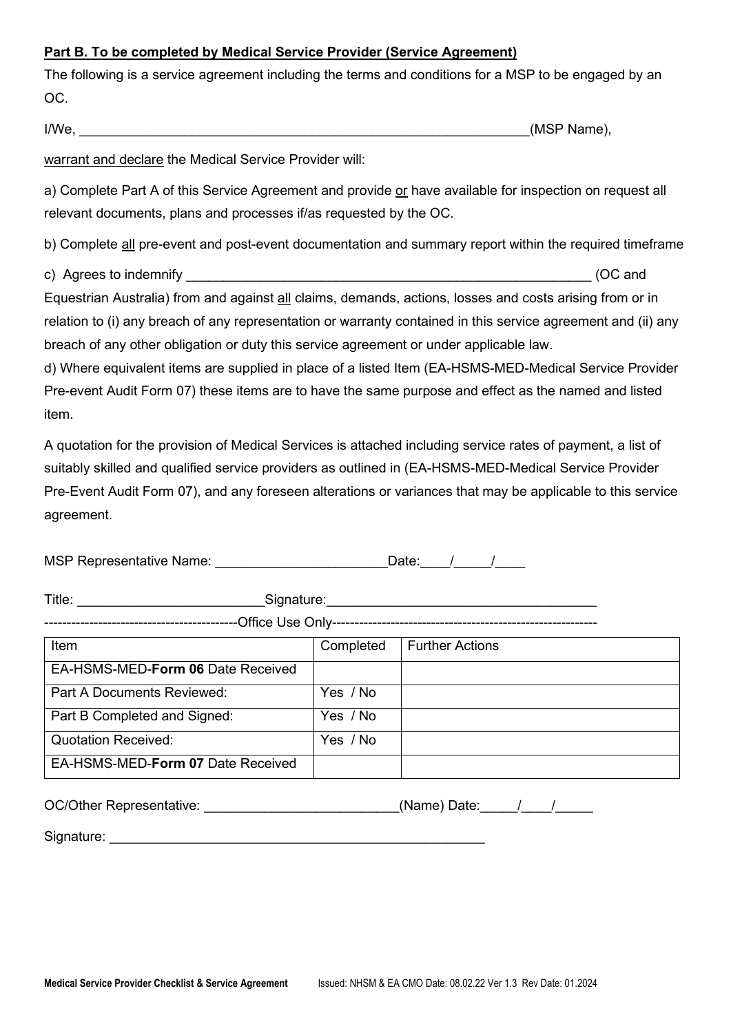**Part B. To be completed by Medical Service Provider (Service Agreement)**

The following is a service agreement including the terms and conditions for a MSP to be engaged by an OC.

I/We, ______________________________________________________________(MSP Name),

warrant and declare the Medical Service Provider will:

a) Complete Part A of this Service Agreement and provide or have available for inspection on request all relevant documents, plans and processes if/as requested by the OC.

b) Complete all pre-event and post-event documentation and summary report within the required timeframe

c) Agrees to indemnify _______________________________________________________ (OC and Equestrian Australia) from and against all claims, demands, actions, losses and costs arising from or in relation to (i) any breach of any representation or warranty contained in this service agreement and (ii) any breach of any other obligation or duty this service agreement or under applicable law.

d) Where equivalent items are supplied in place of a listed Item (EA-HSMS-MED-Medical Service Provider Pre-event Audit Form 07) these items are to have the same purpose and effect as the named and listed item.

A quotation for the provision of Medical Services is attached including service rates of payment, a list of suitably skilled and qualified service providers as outlined in (EA-HSMS-MED-Medical Service Provider Pre-Event Audit Form 07), and any foreseen alterations or variances that may be applicable to this service agreement.

MSP Representative Name: ______________________Date:____/_____/____

Title: ________________________Signature:____________________________________

-----------------------------------------Office Use Only-------------------------------------------------------

| Item | Completed | Further Actions |
|---|---|---|
| EA-HSMS-MED-**Form 06** Date Received | | |
| Part A Documents Reviewed: | Yes / No | |
| Part B Completed and Signed: | Yes / No | |
| Quotation Received: | Yes / No | |
| EA-HSMS-MED-**Form 07** Date Received | | |

OC/Other Representative: _________________________(Name) Date:_____/____/_____

Signature: ____________________________________________________